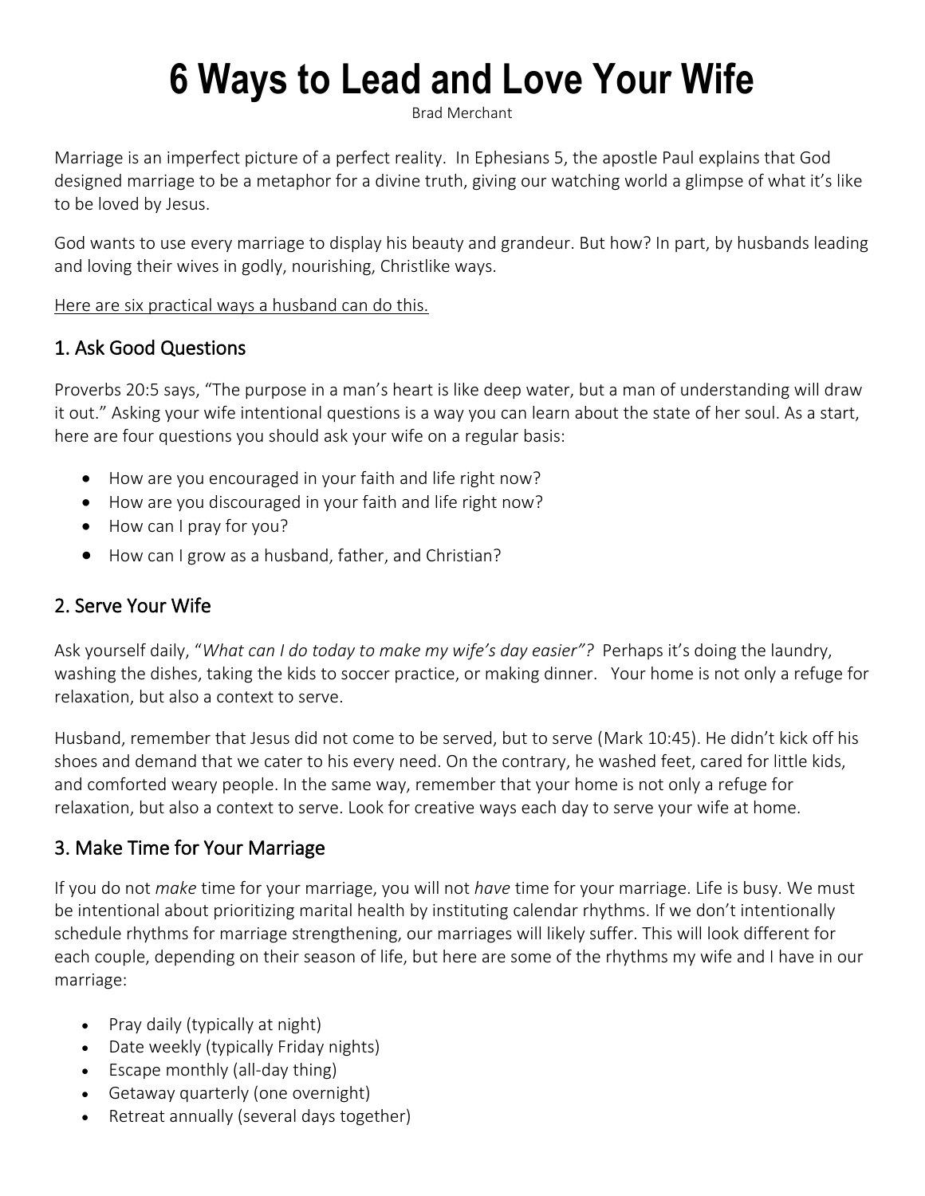# 6 Ways to Lead and Love Your Wife

Brad Merchant

Marriage is an imperfect picture of a perfect reality. In Ephesians 5, the apostle Paul explains that God designed marriage to be a metaphor for a divine truth, giving our watching world a glimpse of what it's like to be loved by Jesus.

God wants to use every marriage to display his beauty and grandeur. But how? In part, by husbands leading and loving their wives in godly, nourishing, Christlike ways.

<u>Here are six practical ways a husband can do this.</u>

## 1. Ask Good Questions

Proverbs 20:5 says, "The purpose in a man's heart is like deep water, but a man of understanding will draw it out." Asking your wife intentional questions is a way you can learn about the state of her soul. As a start, here are four questions you should ask your wife on a regular basis:

- How are you encouraged in your faith and life right now?
- How are you discouraged in your faith and life right now?
- How can I pray for you?
- How can I grow as a husband, father, and Christian?

## 2. Serve Your Wife

Ask yourself daily, "*What can I do today to make my wife's day easier"?* Perhaps it's doing the laundry, washing the dishes, taking the kids to soccer practice, or making dinner. Your home is not only a refuge for relaxation, but also a context to serve.

Husband, remember that Jesus did not come to be served, but to serve (Mark 10:45). He didn't kick off his shoes and demand that we cater to his every need. On the contrary, he washed feet, cared for little kids, and comforted weary people. In the same way, remember that your home is not only a refuge for relaxation, but also a context to serve. Look for creative ways each day to serve your wife at home.

## 3. Make Time for Your Marriage

If you do not *make* time for your marriage, you will not *have* time for your marriage. Life is busy. We must be intentional about prioritizing marital health by instituting calendar rhythms. If we don't intentionally schedule rhythms for marriage strengthening, our marriages will likely suffer. This will look different for each couple, depending on their season of life, but here are some of the rhythms my wife and I have in our marriage:

- Pray daily (typically at night)
- Date weekly (typically Friday nights)
- Escape monthly (all-day thing)
- Getaway quarterly (one overnight)
- Retreat annually (several days together)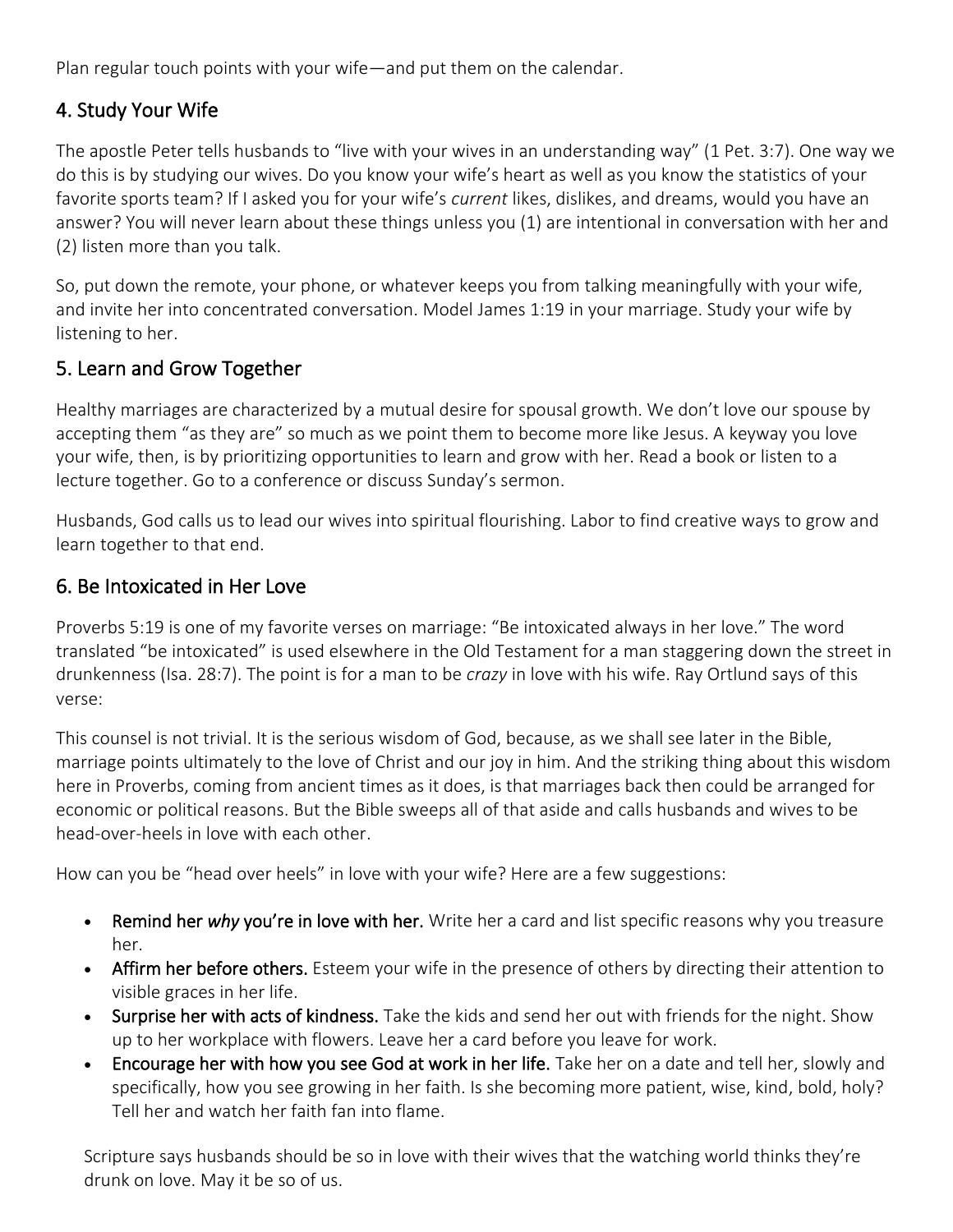Plan regular touch points with your wife—and put them on the calendar.

## 4. Study Your Wife

The apostle Peter tells husbands to "live with your wives in an understanding way" (1 Pet. 3:7). One way we do this is by studying our wives. Do you know your wife's heart as well as you know the statistics of your favorite sports team? If I asked you for your wife's *current* likes, dislikes, and dreams, would you have an answer? You will never learn about these things unless you (1) are intentional in conversation with her and (2) listen more than you talk.

So, put down the remote, your phone, or whatever keeps you from talking meaningfully with your wife, and invite her into concentrated conversation. Model James 1:19 in your marriage. Study your wife by listening to her.

## 5. Learn and Grow Together

Healthy marriages are characterized by a mutual desire for spousal growth. We don't love our spouse by accepting them "as they are" so much as we point them to become more like Jesus. A keyway you love your wife, then, is by prioritizing opportunities to learn and grow with her. Read a book or listen to a lecture together. Go to a conference or discuss Sunday's sermon.

Husbands, God calls us to lead our wives into spiritual flourishing. Labor to find creative ways to grow and learn together to that end.

## 6. Be Intoxicated in Her Love

Proverbs 5:19 is one of my favorite verses on marriage: "Be intoxicated always in her love." The word translated "be intoxicated" is used elsewhere in the Old Testament for a man staggering down the street in drunkenness (Isa. 28:7). The point is for a man to be *crazy* in love with his wife. Ray Ortlund says of this verse:

This counsel is not trivial. It is the serious wisdom of God, because, as we shall see later in the Bible, marriage points ultimately to the love of Christ and our joy in him. And the striking thing about this wisdom here in Proverbs, coming from ancient times as it does, is that marriages back then could be arranged for economic or political reasons. But the Bible sweeps all of that aside and calls husbands and wives to be head-over-heels in love with each other.

How can you be "head over heels" in love with your wife? Here are a few suggestions:

- **Remind her *why* you're in love with her.** Write her a card and list specific reasons why you treasure her.
- **Affirm her before others.** Esteem your wife in the presence of others by directing their attention to visible graces in her life.
- **Surprise her with acts of kindness.** Take the kids and send her out with friends for the night. Show up to her workplace with flowers. Leave her a card before you leave for work.
- **Encourage her with how you see God at work in her life.** Take her on a date and tell her, slowly and specifically, how you see growing in her faith. Is she becoming more patient, wise, kind, bold, holy? Tell her and watch her faith fan into flame.

Scripture says husbands should be so in love with their wives that the watching world thinks they're drunk on love. May it be so of us.